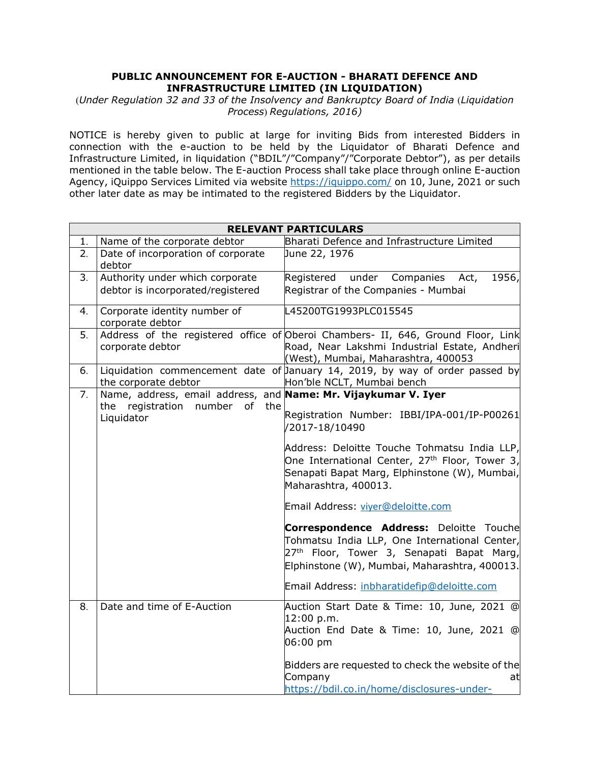# PUBLIC ANNOUNCEMENT FOR E-AUCTION - BHARATI DEFENCE AND INFRASTRUCTURE LIMITED (IN LIQUIDATION)

(*Under Regulation 32 and 33 of the Insolvency and Bankruptcy Board of India* (*Liquidation Process*) *Regulations, 2016)*

NOTICE is hereby given to public at large for inviting Bids from interested Bidders in connection with the e-auction to be held by the Liquidator of Bharati Defence and Infrastructure Limited, in liquidation ("BDIL"/"Company"/"Corporate Debtor"), as per details mentioned in the table below. The E-auction Process shall take place through online E-auction Agency, iQuippo Services Limited via website https://iquippo.com/ on 10, June, 2021 or such other later date as may be intimated to the registered Bidders by the Liquidator.

| **RELEVANT PARTICULARS** | | |
|---|---|---|
| 1. | Name of the corporate debtor | Bharati Defence and Infrastructure Limited |
| 2. | Date of incorporation of corporate debtor | June 22, 1976 |
| 3. | Authority under which corporate debtor is incorporated/registered | Registered under Companies Act, 1956, Registrar of the Companies - Mumbai |
| 4. | Corporate identity number of corporate debtor | L45200TG1993PLC015545 |
| 5. | Address of the registered office of corporate debtor | Oberoi Chambers- II, 646, Ground Floor, Link Road, Near Lakshmi Industrial Estate, Andheri (West), Mumbai, Maharashtra, 400053 |
| 6. | Liquidation commencement date of the corporate debtor | January 14, 2019, by way of order passed by Hon'ble NCLT, Mumbai bench |
| 7. | Name, address, email address, and the registration number of the Liquidator | **Name: Mr. Vijaykumar V. Iyer**<br><br>Registration Number: IBBI/IPA-001/IP-P00261/2017-18/10490<br><br>Address: Deloitte Touche Tohmatsu India LLP, One International Center, 27th Floor, Tower 3, Senapati Bapat Marg, Elphinstone (W), Mumbai, Maharashtra, 400013.<br><br>Email Address: viyer@deloitte.com<br><br>**Correspondence Address:** Deloitte Touche Tohmatsu India LLP, One International Center, 27th Floor, Tower 3, Senapati Bapat Marg, Elphinstone (W), Mumbai, Maharashtra, 400013.<br><br>Email Address: inbharatidefip@deloitte.com |
| 8. | Date and time of E-Auction | Auction Start Date & Time: 10, June, 2021 @ 12:00 p.m.<br>Auction End Date & Time: 10, June, 2021 @ 06:00 pm<br><br>Bidders are requested to check the website of the Company at https://bdil.co.in/home/disclosures-under- |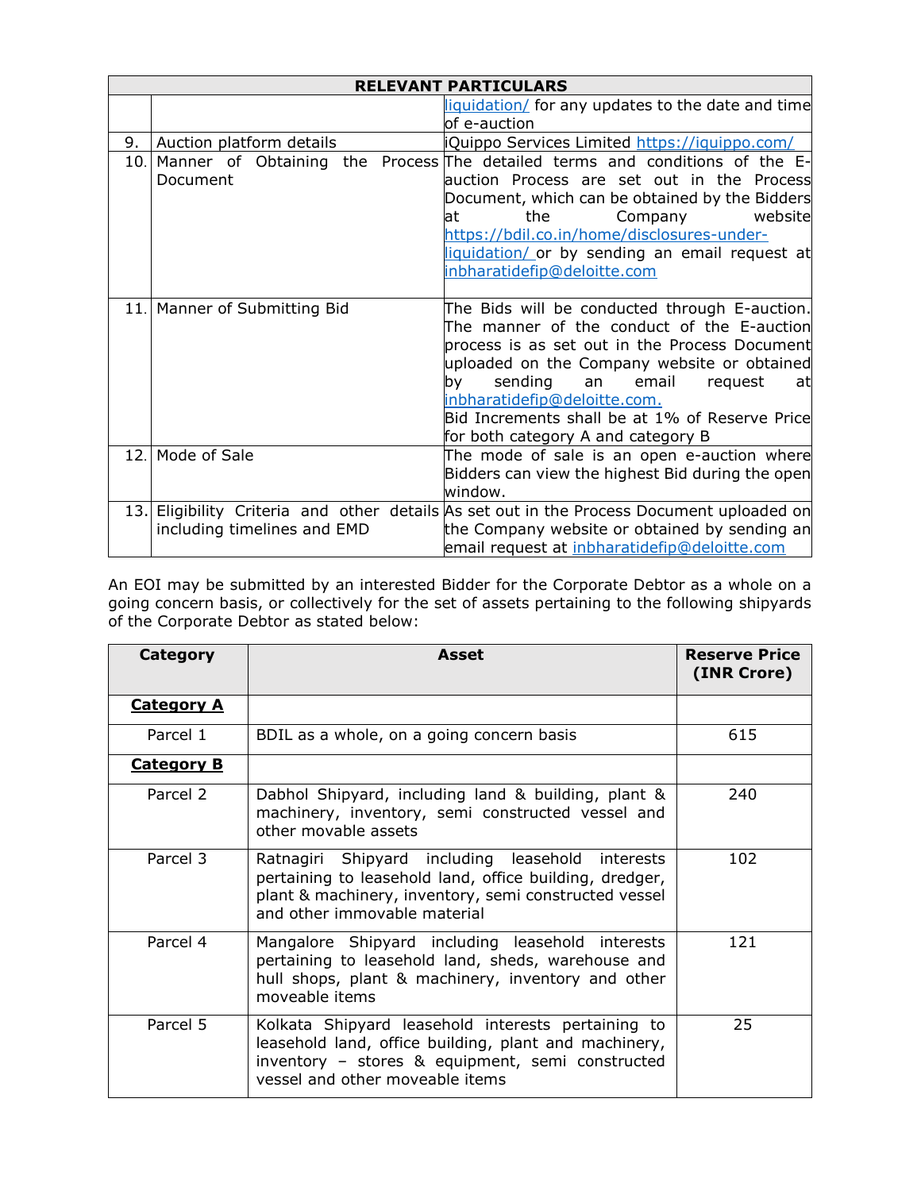| RELEVANT PARTICULARS | | |
|---|---|---|
| | | liquidation/ for any updates to the date and time of e-auction |
| 9. | Auction platform details | iQuippo Services Limited https://iquippo.com/ |
| 10. | Manner of Obtaining the Process Document | The detailed terms and conditions of the E-auction Process are set out in the Process Document, which can be obtained by the Bidders at the Company website https://bdil.co.in/home/disclosures-under-liquidation/ or by sending an email request at inbharatidefip@deloitte.com |
| 11. | Manner of Submitting Bid | The Bids will be conducted through E-auction. The manner of the conduct of the E-auction process is as set out in the Process Document uploaded on the Company website or obtained by sending an email request at inbharatidefip@deloitte.com.<br>Bid Increments shall be at 1% of Reserve Price for both category A and category B |
| 12. | Mode of Sale | The mode of sale is an open e-auction where Bidders can view the highest Bid during the open window. |
| 13. | Eligibility Criteria and other details including timelines and EMD | As set out in the Process Document uploaded on the Company website or obtained by sending an email request at inbharatidefip@deloitte.com |

An EOI may be submitted by an interested Bidder for the Corporate Debtor as a whole on a going concern basis, or collectively for the set of assets pertaining to the following shipyards of the Corporate Debtor as stated below:

| Category | Asset | Reserve Price (INR Crore) |
|---|---|---|
| **Category A** | | |
| Parcel 1 | BDIL as a whole, on a going concern basis | 615 |
| **Category B** | | |
| Parcel 2 | Dabhol Shipyard, including land & building, plant & machinery, inventory, semi constructed vessel and other movable assets | 240 |
| Parcel 3 | Ratnagiri Shipyard including leasehold interests pertaining to leasehold land, office building, dredger, plant & machinery, inventory, semi constructed vessel and other immovable material | 102 |
| Parcel 4 | Mangalore Shipyard including leasehold interests pertaining to leasehold land, sheds, warehouse and hull shops, plant & machinery, inventory and other moveable items | 121 |
| Parcel 5 | Kolkata Shipyard leasehold interests pertaining to leasehold land, office building, plant and machinery, inventory – stores & equipment, semi constructed vessel and other moveable items | 25 |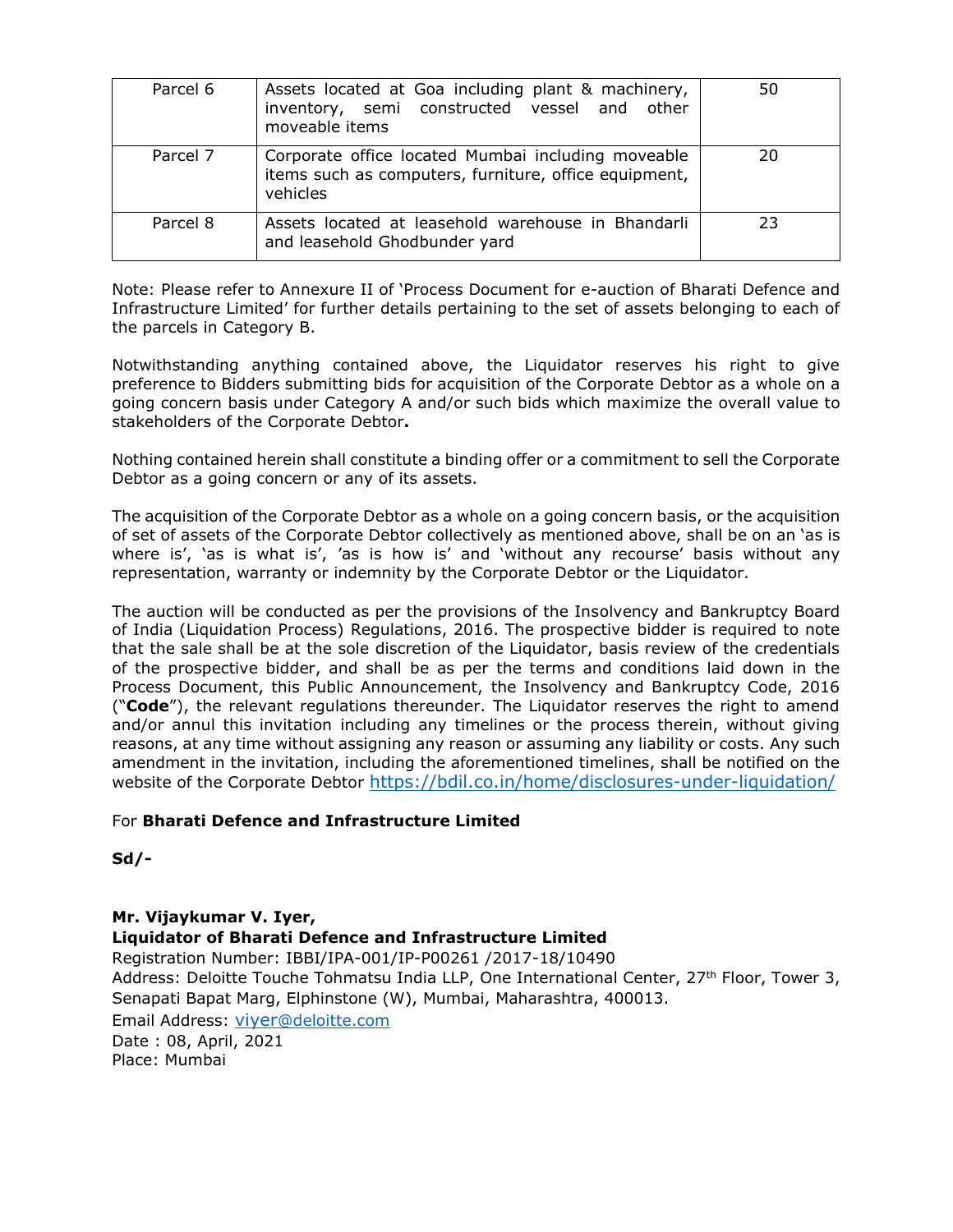| | | |
|---|---|---|
| Parcel 6 | Assets located at Goa including plant & machinery, inventory, semi constructed vessel and other moveable items | 50 |
| Parcel 7 | Corporate office located Mumbai including moveable items such as computers, furniture, office equipment, vehicles | 20 |
| Parcel 8 | Assets located at leasehold warehouse in Bhandarli and leasehold Ghodbunder yard | 23 |

Note: Please refer to Annexure II of 'Process Document for e-auction of Bharati Defence and Infrastructure Limited' for further details pertaining to the set of assets belonging to each of the parcels in Category B.

Notwithstanding anything contained above, the Liquidator reserves his right to give preference to Bidders submitting bids for acquisition of the Corporate Debtor as a whole on a going concern basis under Category A and/or such bids which maximize the overall value to stakeholders of the Corporate Debtor**.**

Nothing contained herein shall constitute a binding offer or a commitment to sell the Corporate Debtor as a going concern or any of its assets.

The acquisition of the Corporate Debtor as a whole on a going concern basis, or the acquisition of set of assets of the Corporate Debtor collectively as mentioned above, shall be on an 'as is where is', 'as is what is', 'as is how is' and 'without any recourse' basis without any representation, warranty or indemnity by the Corporate Debtor or the Liquidator.

The auction will be conducted as per the provisions of the Insolvency and Bankruptcy Board of India (Liquidation Process) Regulations, 2016. The prospective bidder is required to note that the sale shall be at the sole discretion of the Liquidator, basis review of the credentials of the prospective bidder, and shall be as per the terms and conditions laid down in the Process Document, this Public Announcement, the Insolvency and Bankruptcy Code, 2016 ("**Code**"), the relevant regulations thereunder. The Liquidator reserves the right to amend and/or annul this invitation including any timelines or the process therein, without giving reasons, at any time without assigning any reason or assuming any liability or costs. Any such amendment in the invitation, including the aforementioned timelines, shall be notified on the website of the Corporate Debtor https://bdil.co.in/home/disclosures-under-liquidation/

For **Bharati Defence and Infrastructure Limited**

**Sd/-**

**Mr. Vijaykumar V. Iyer,**
**Liquidator of Bharati Defence and Infrastructure Limited**
Registration Number: IBBI/IPA-001/IP-P00261 /2017-18/10490
Address: Deloitte Touche Tohmatsu India LLP, One International Center, 27th Floor, Tower 3, Senapati Bapat Marg, Elphinstone (W), Mumbai, Maharashtra, 400013.
Email Address: viyer@deloitte.com
Date : 08, April, 2021
Place: Mumbai